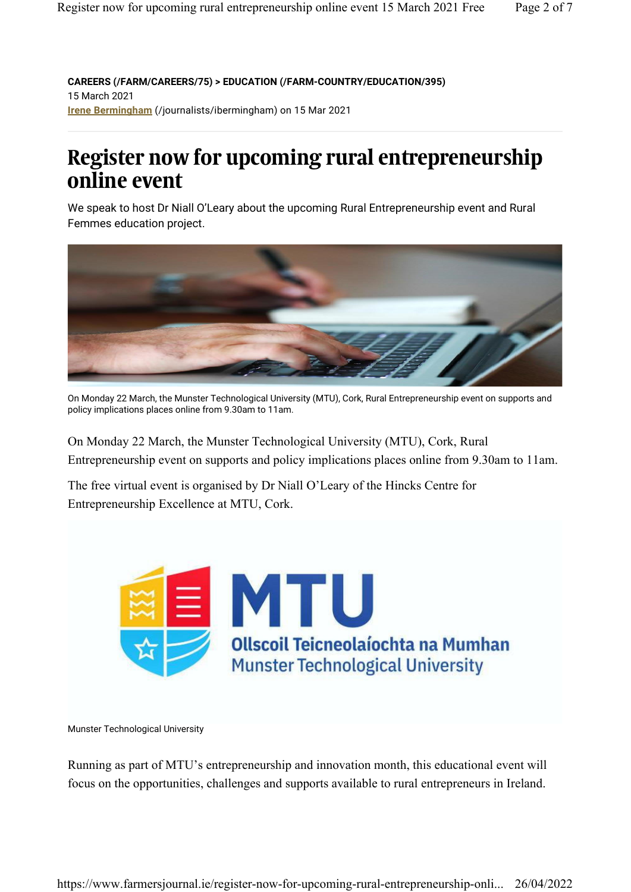**CAREERS (/FARM/CAREERS/75) > EDUCATION (/FARM-COUNTRY/EDUCATION/395)**
15 March 2021
Irene Bermingham (/journalists/ibermingham) on 15 Mar 2021

# Register now for upcoming rural entrepreneurship online event

We speak to host Dr Niall O'Leary about the upcoming Rural Entrepreneurship event and Rural Femmes education project.

On Monday 22 March, the Munster Technological University (MTU), Cork, Rural Entrepreneurship event on supports and policy implications places online from 9.30am to 11am.

On Monday 22 March, the Munster Technological University (MTU), Cork, Rural Entrepreneurship event on supports and policy implications places online from 9.30am to 11am.

The free virtual event is organised by Dr Niall O'Leary of the Hincks Centre for Entrepreneurship Excellence at MTU, Cork.

Munster Technological University

Running as part of MTU's entrepreneurship and innovation month, this educational event will focus on the opportunities, challenges and supports available to rural entrepreneurs in Ireland.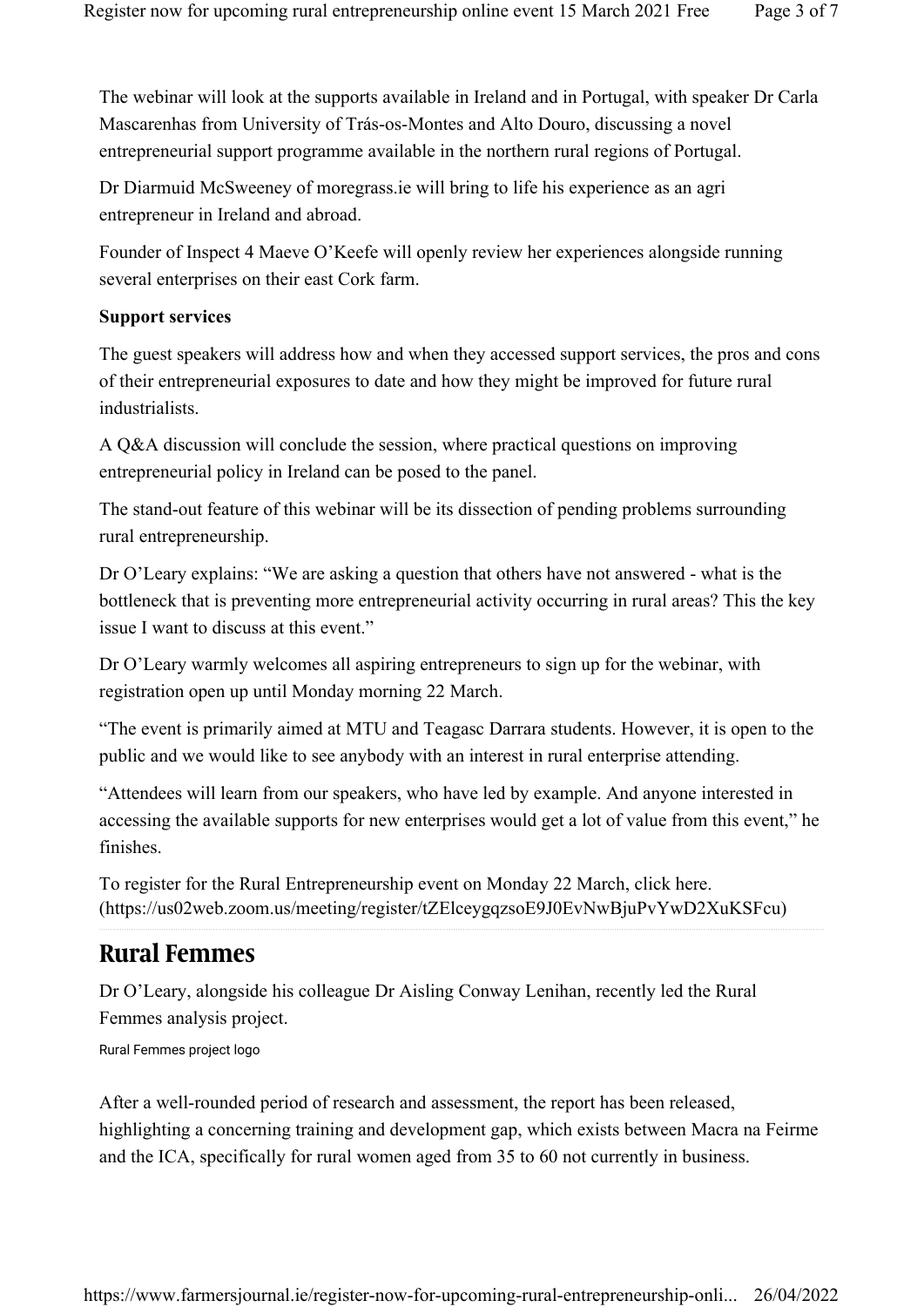The webinar will look at the supports available in Ireland and in Portugal, with speaker Dr Carla Mascarenhas from University of Trás-os-Montes and Alto Douro, discussing a novel entrepreneurial support programme available in the northern rural regions of Portugal.

Dr Diarmuid McSweeney of moregrass.ie will bring to life his experience as an agri entrepreneur in Ireland and abroad.

Founder of Inspect 4 Maeve O'Keefe will openly review her experiences alongside running several enterprises on their east Cork farm.

**Support services**

The guest speakers will address how and when they accessed support services, the pros and cons of their entrepreneurial exposures to date and how they might be improved for future rural industrialists.

A Q&A discussion will conclude the session, where practical questions on improving entrepreneurial policy in Ireland can be posed to the panel.

The stand-out feature of this webinar will be its dissection of pending problems surrounding rural entrepreneurship.

Dr O'Leary explains: "We are asking a question that others have not answered - what is the bottleneck that is preventing more entrepreneurial activity occurring in rural areas? This the key issue I want to discuss at this event."

Dr O'Leary warmly welcomes all aspiring entrepreneurs to sign up for the webinar, with registration open up until Monday morning 22 March.

"The event is primarily aimed at MTU and Teagasc Darrara students. However, it is open to the public and we would like to see anybody with an interest in rural enterprise attending.

"Attendees will learn from our speakers, who have led by example. And anyone interested in accessing the available supports for new enterprises would get a lot of value from this event," he finishes.

To register for the Rural Entrepreneurship event on Monday 22 March, click here. (https://us02web.zoom.us/meeting/register/tZElceygqzsoE9J0EvNwBjuPvYwD2XuKSFcu)

## Rural Femmes

Dr O'Leary, alongside his colleague Dr Aisling Conway Lenihan, recently led the Rural Femmes analysis project.

Rural Femmes project logo

After a well-rounded period of research and assessment, the report has been released, highlighting a concerning training and development gap, which exists between Macra na Feirme and the ICA, specifically for rural women aged from 35 to 60 not currently in business.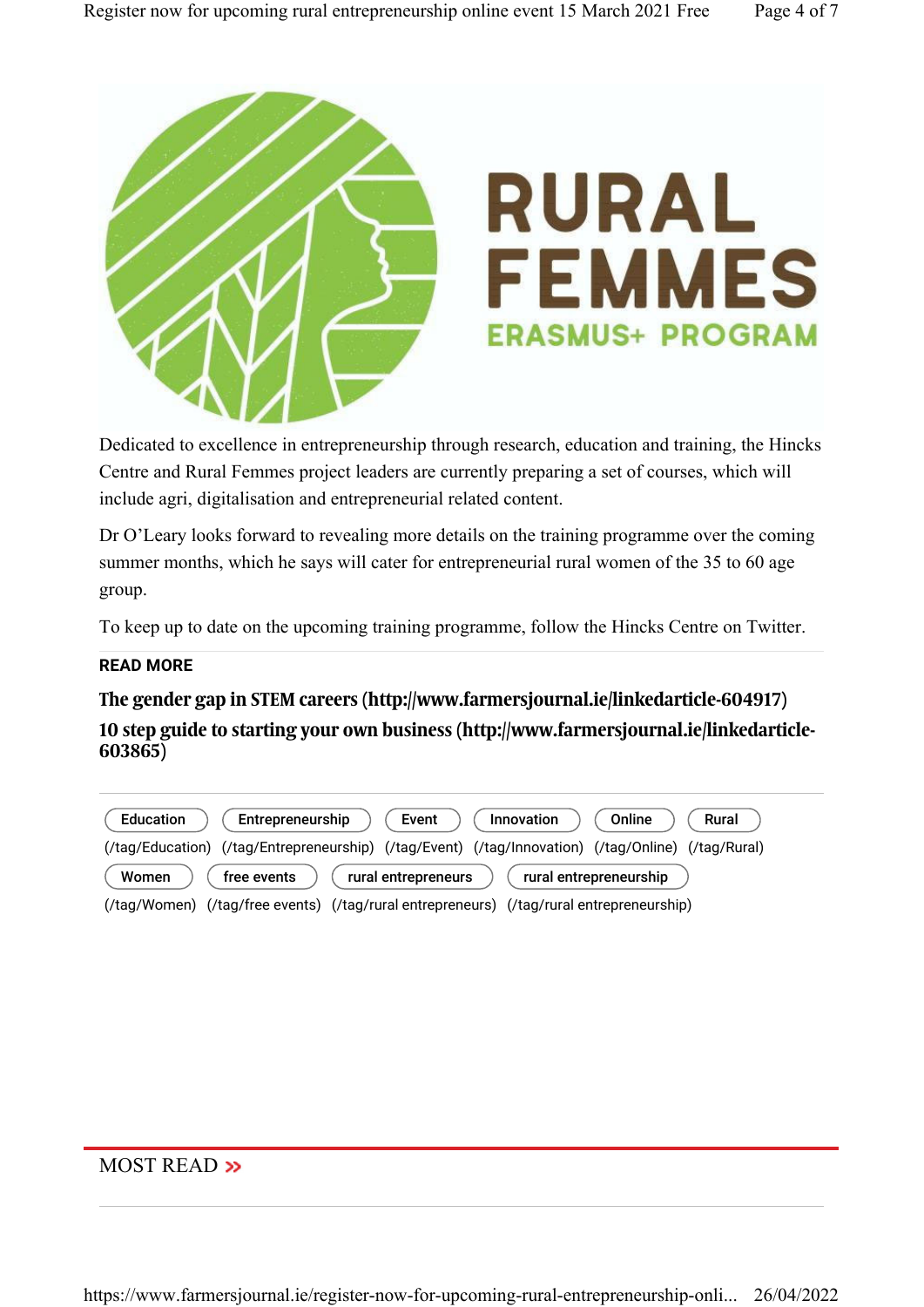RURAL FEMMES

ERASMUS+ PROGRAM

Dedicated to excellence in entrepreneurship through research, education and training, the Hincks Centre and Rural Femmes project leaders are currently preparing a set of courses, which will include agri, digitalisation and entrepreneurial related content.

Dr O'Leary looks forward to revealing more details on the training programme over the coming summer months, which he says will cater for entrepreneurial rural women of the 35 to 60 age group.

To keep up to date on the upcoming training programme, follow the Hincks Centre on Twitter.

**READ MORE**

**The gender gap in STEM careers (http://www.farmersjournal.ie/linkedarticle-604917)**

**10 step guide to starting your own business (http://www.farmersjournal.ie/linkedarticle-603865)**

Education (/tag/Education) Entrepreneurship (/tag/Entrepreneurship) Event (/tag/Event) Innovation (/tag/Innovation) Online (/tag/Online) Rural (/tag/Rural) Women (/tag/Women) free events (/tag/free events) rural entrepreneurs (/tag/rural entrepreneurs) rural entrepreneurship (/tag/rural entrepreneurship)

MOST READ »